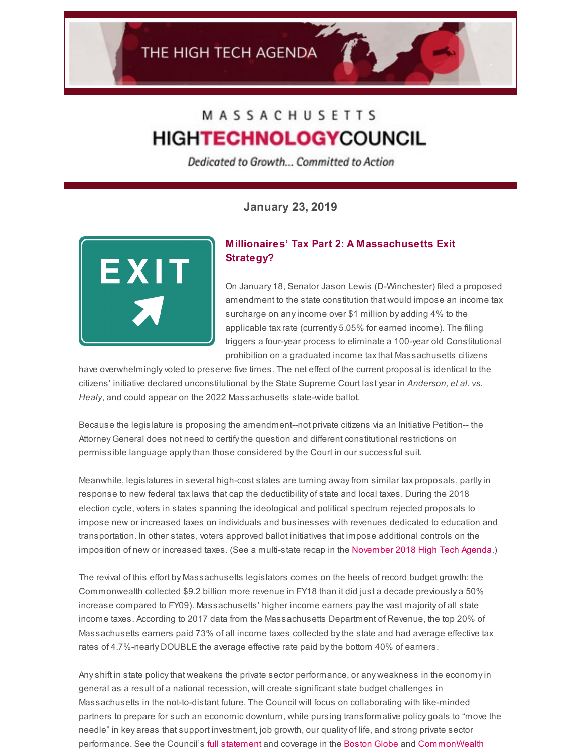THE HIGH TECH AGENDA

MASSACHUSETTS

# HIGHTECHNOLOGYCOUNCIL

*Dedicated to Growth... Committed to Action*

**January 23, 2019**

## Millionaires' Tax Part 2: A Massachusetts Exit Strategy?

On January 18, Senator Jason Lewis (D-Winchester) filed a proposed amendment to the state constitution that would impose an income tax surcharge on any income over $1 million by adding 4% to the applicable tax rate (currently 5.05% for earned income). The filing triggers a four-year process to eliminate a 100-year old Constitutional prohibition on a graduated income tax that Massachusetts citizens have overwhelmingly voted to preserve five times. The net effect of the current proposal is identical to the citizens' initiative declared unconstitutional by the State Supreme Court last year in *Anderson, et al. vs. Healy*, and could appear on the 2022 Massachusetts state-wide ballot.

Because the legislature is proposing the amendment--not private citizens via an Initiative Petition-- the Attorney General does not need to certify the question and different constitutional restrictions on permissible language apply than those considered by the Court in our successful suit.

Meanwhile, legislatures in several high-cost states are turning away from similar tax proposals, partly in response to new federal tax laws that cap the deductibility of state and local taxes. During the 2018 election cycle, voters in states spanning the ideological and political spectrum rejected proposals to impose new or increased taxes on individuals and businesses with revenues dedicated to education and transportation. In other states, voters approved ballot initiatives that impose additional controls on the imposition of new or increased taxes. (See a multi-state recap in the November 2018 High Tech Agenda.)

The revival of this effort by Massachusetts legislators comes on the heels of record budget growth: the Commonwealth collected $9.2 billion more revenue in FY18 than it did just a decade previously a 50% increase compared to FY09). Massachusetts' higher income earners pay the vast majority of all state income taxes. According to 2017 data from the Massachusetts Department of Revenue, the top 20% of Massachusetts earners paid 73% of all income taxes collected by the state and had average effective tax rates of 4.7%-nearly DOUBLE the average effective rate paid by the bottom 40% of earners.

Any shift in state policy that weakens the private sector performance, or any weakness in the economy in general as a result of a national recession, will create significant state budget challenges in Massachusetts in the not-to-distant future. The Council will focus on collaborating with like-minded partners to prepare for such an economic downturn, while pursing transformative policy goals to "move the needle" in key areas that support investment, job growth, our quality of life, and strong private sector performance. See the Council's full statement and coverage in the Boston Globe and CommonWealth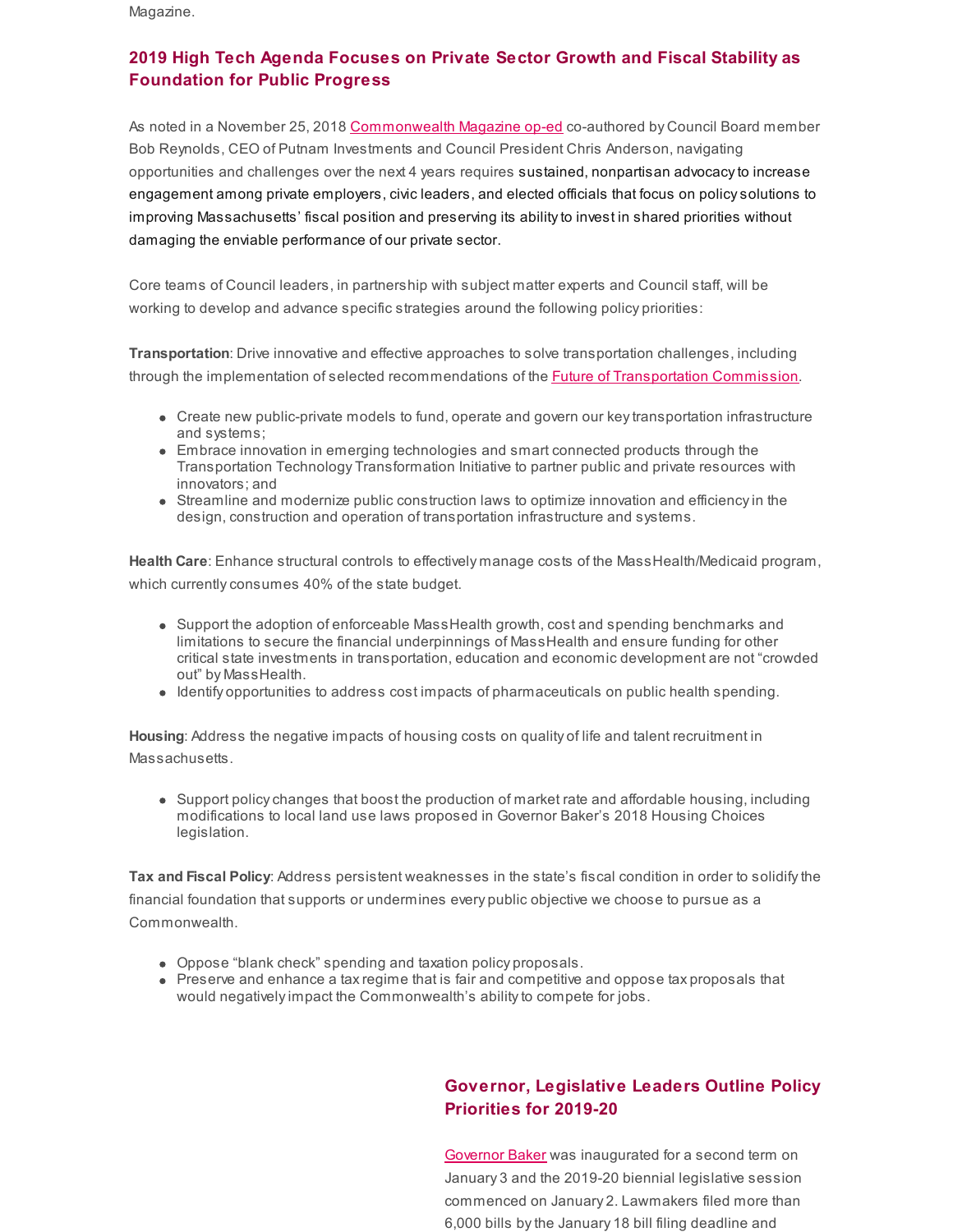Magazine.

## 2019 High Tech Agenda Focuses on Private Sector Growth and Fiscal Stability as Foundation for Public Progress

As noted in a November 25, 2018 Commonwealth Magazine op-ed co-authored by Council Board member Bob Reynolds, CEO of Putnam Investments and Council President Chris Anderson, navigating opportunities and challenges over the next 4 years requires sustained, nonpartisan advocacy to increase engagement among private employers, civic leaders, and elected officials that focus on policy solutions to improving Massachusetts' fiscal position and preserving its ability to invest in shared priorities without damaging the enviable performance of our private sector.

Core teams of Council leaders, in partnership with subject matter experts and Council staff, will be working to develop and advance specific strategies around the following policy priorities:

**Transportation**: Drive innovative and effective approaches to solve transportation challenges, including through the implementation of selected recommendations of the Future of Transportation Commission.

- Create new public-private models to fund, operate and govern our key transportation infrastructure and systems;
- Embrace innovation in emerging technologies and smart connected products through the Transportation Technology Transformation Initiative to partner public and private resources with innovators; and
- Streamline and modernize public construction laws to optimize innovation and efficiency in the design, construction and operation of transportation infrastructure and systems.

**Health Care**: Enhance structural controls to effectively manage costs of the MassHealth/Medicaid program, which currently consumes 40% of the state budget.

- Support the adoption of enforceable MassHealth growth, cost and spending benchmarks and limitations to secure the financial underpinnings of MassHealth and ensure funding for other critical state investments in transportation, education and economic development are not "crowded out" by MassHealth.
- Identify opportunities to address cost impacts of pharmaceuticals on public health spending.

**Housing**: Address the negative impacts of housing costs on quality of life and talent recruitment in Massachusetts.

- Support policy changes that boost the production of market rate and affordable housing, including modifications to local land use laws proposed in Governor Baker's 2018 Housing Choices legislation.

**Tax and Fiscal Policy**: Address persistent weaknesses in the state's fiscal condition in order to solidify the financial foundation that supports or undermines every public objective we choose to pursue as a Commonwealth.

- Oppose "blank check" spending and taxation policy proposals.
- Preserve and enhance a tax regime that is fair and competitive and oppose tax proposals that would negatively impact the Commonwealth's ability to compete for jobs.

## Governor, Legislative Leaders Outline Policy Priorities for 2019-20

Governor Baker was inaugurated for a second term on January 3 and the 2019-20 biennial legislative session commenced on January 2. Lawmakers filed more than 6,000 bills by the January 18 bill filing deadline and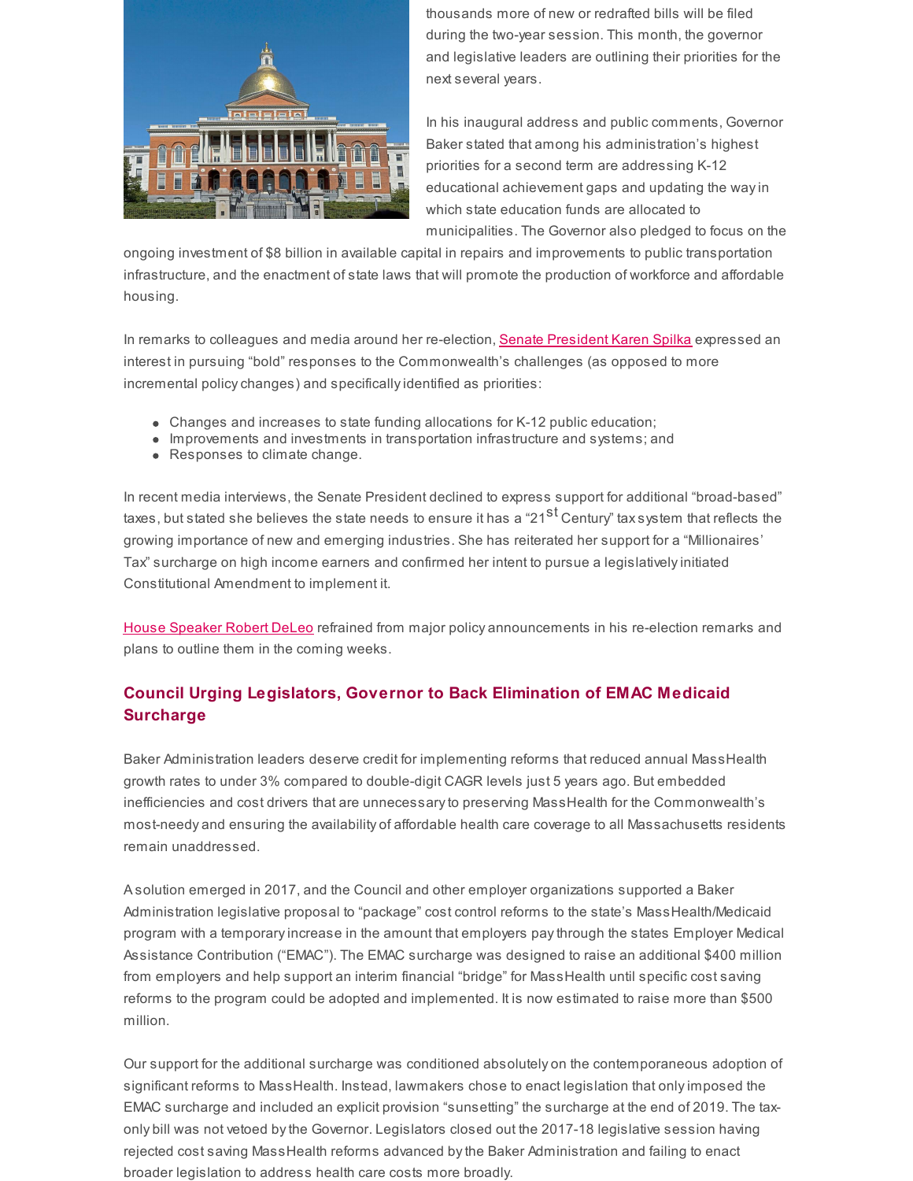thousands more of new or redrafted bills will be filed during the two-year session. This month, the governor and legislative leaders are outlining their priorities for the next several years.

In his inaugural address and public comments, Governor Baker stated that among his administration's highest priorities for a second term are addressing K-12 educational achievement gaps and updating the way in which state education funds are allocated to municipalities. The Governor also pledged to focus on the ongoing investment of $8 billion in available capital in repairs and improvements to public transportation infrastructure, and the enactment of state laws that will promote the production of workforce and affordable housing.

In remarks to colleagues and media around her re-election, Senate President Karen Spilka expressed an interest in pursuing "bold" responses to the Commonwealth's challenges (as opposed to more incremental policy changes) and specifically identified as priorities:

- Changes and increases to state funding allocations for K-12 public education;
- Improvements and investments in transportation infrastructure and systems; and
- Responses to climate change.

In recent media interviews, the Senate President declined to express support for additional "broad-based" taxes, but stated she believes the state needs to ensure it has a "21st Century" tax system that reflects the growing importance of new and emerging industries. She has reiterated her support for a "Millionaires' Tax" surcharge on high income earners and confirmed her intent to pursue a legislatively initiated Constitutional Amendment to implement it.

House Speaker Robert DeLeo refrained from major policy announcements in his re-election remarks and plans to outline them in the coming weeks.

## Council Urging Legislators, Governor to Back Elimination of EMAC Medicaid Surcharge

Baker Administration leaders deserve credit for implementing reforms that reduced annual MassHealth growth rates to under 3% compared to double-digit CAGR levels just 5 years ago. But embedded inefficiencies and cost drivers that are unnecessary to preserving MassHealth for the Commonwealth's most-needy and ensuring the availability of affordable health care coverage to all Massachusetts residents remain unaddressed.

A solution emerged in 2017, and the Council and other employer organizations supported a Baker Administration legislative proposal to "package" cost control reforms to the state's MassHealth/Medicaid program with a temporary increase in the amount that employers pay through the states Employer Medical Assistance Contribution ("EMAC"). The EMAC surcharge was designed to raise an additional $400 million from employers and help support an interim financial "bridge" for MassHealth until specific cost saving reforms to the program could be adopted and implemented. It is now estimated to raise more than $500 million.

Our support for the additional surcharge was conditioned absolutely on the contemporaneous adoption of significant reforms to MassHealth. Instead, lawmakers chose to enact legislation that only imposed the EMAC surcharge and included an explicit provision "sunsetting" the surcharge at the end of 2019. The tax-only bill was not vetoed by the Governor. Legislators closed out the 2017-18 legislative session having rejected cost saving MassHealth reforms advanced by the Baker Administration and failing to enact broader legislation to address health care costs more broadly.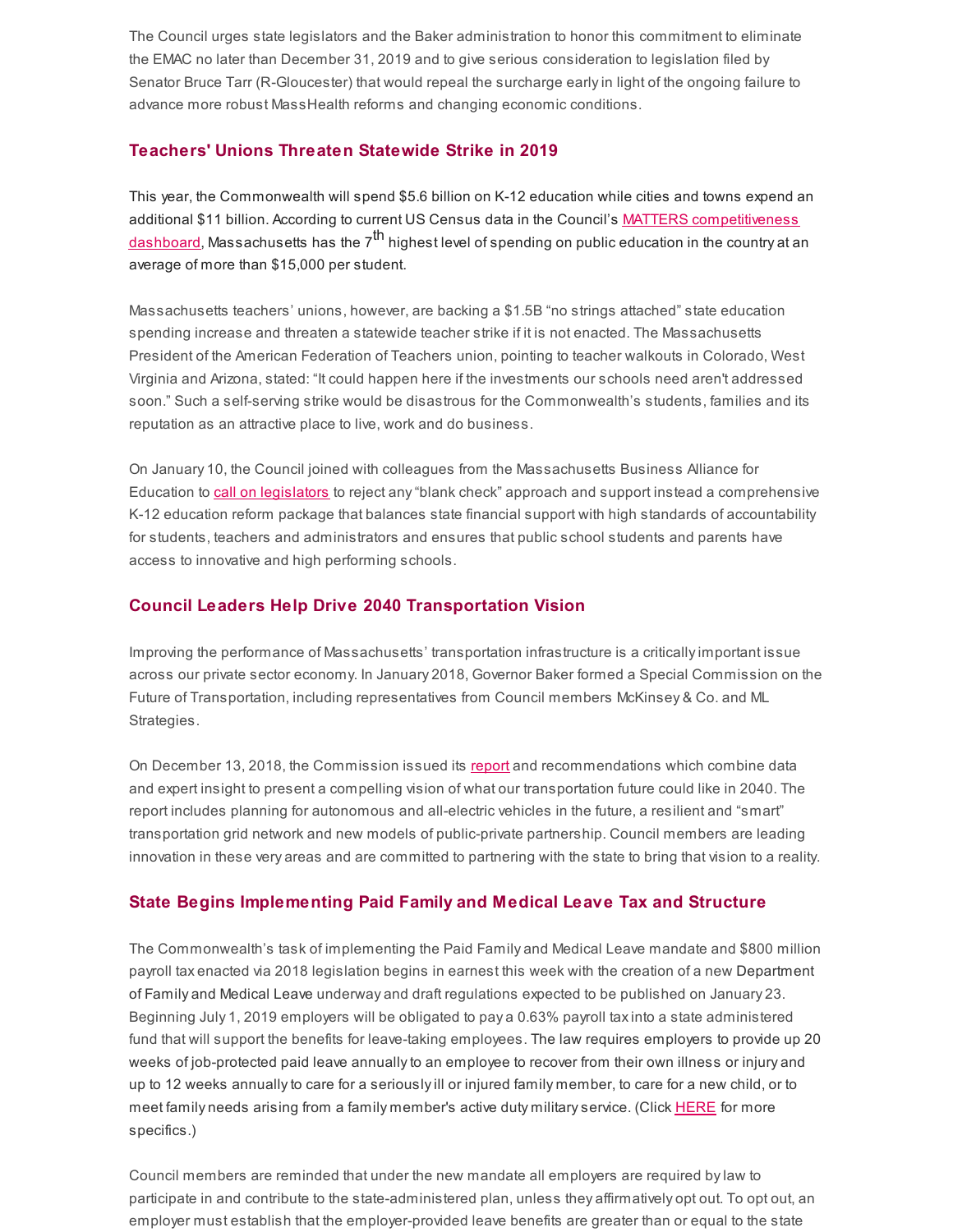The Council urges state legislators and the Baker administration to honor this commitment to eliminate the EMAC no later than December 31, 2019 and to give serious consideration to legislation filed by Senator Bruce Tarr (R-Gloucester) that would repeal the surcharge early in light of the ongoing failure to advance more robust MassHealth reforms and changing economic conditions.

## Teachers' Unions Threaten Statewide Strike in 2019

This year, the Commonwealth will spend $5.6 billion on K-12 education while cities and towns expend an additional $11 billion. According to current US Census data in the Council's MATTERS competitiveness dashboard, Massachusetts has the 7th highest level of spending on public education in the country at an average of more than $15,000 per student.

Massachusetts teachers' unions, however, are backing a $1.5B "no strings attached" state education spending increase and threaten a statewide teacher strike if it is not enacted. The Massachusetts President of the American Federation of Teachers union, pointing to teacher walkouts in Colorado, West Virginia and Arizona, stated: "It could happen here if the investments our schools need aren't addressed soon." Such a self-serving strike would be disastrous for the Commonwealth's students, families and its reputation as an attractive place to live, work and do business.

On January 10, the Council joined with colleagues from the Massachusetts Business Alliance for Education to call on legislators to reject any "blank check" approach and support instead a comprehensive K-12 education reform package that balances state financial support with high standards of accountability for students, teachers and administrators and ensures that public school students and parents have access to innovative and high performing schools.

## Council Leaders Help Drive 2040 Transportation Vision

Improving the performance of Massachusetts' transportation infrastructure is a critically important issue across our private sector economy. In January 2018, Governor Baker formed a Special Commission on the Future of Transportation, including representatives from Council members McKinsey & Co. and ML Strategies.

On December 13, 2018, the Commission issued its report and recommendations which combine data and expert insight to present a compelling vision of what our transportation future could like in 2040. The report includes planning for autonomous and all-electric vehicles in the future, a resilient and "smart" transportation grid network and new models of public-private partnership. Council members are leading innovation in these very areas and are committed to partnering with the state to bring that vision to a reality.

## State Begins Implementing Paid Family and Medical Leave Tax and Structure

The Commonwealth's task of implementing the Paid Family and Medical Leave mandate and $800 million payroll tax enacted via 2018 legislation begins in earnest this week with the creation of a new Department of Family and Medical Leave underway and draft regulations expected to be published on January 23. Beginning July 1, 2019 employers will be obligated to pay a 0.63% payroll tax into a state administered fund that will support the benefits for leave-taking employees. The law requires employers to provide up 20 weeks of job-protected paid leave annually to an employee to recover from their own illness or injury and up to 12 weeks annually to care for a seriously ill or injured family member, to care for a new child, or to meet family needs arising from a family member's active duty military service. (Click HERE for more specifics.)

Council members are reminded that under the new mandate all employers are required by law to participate in and contribute to the state-administered plan, unless they affirmatively opt out. To opt out, an employer must establish that the employer-provided leave benefits are greater than or equal to the state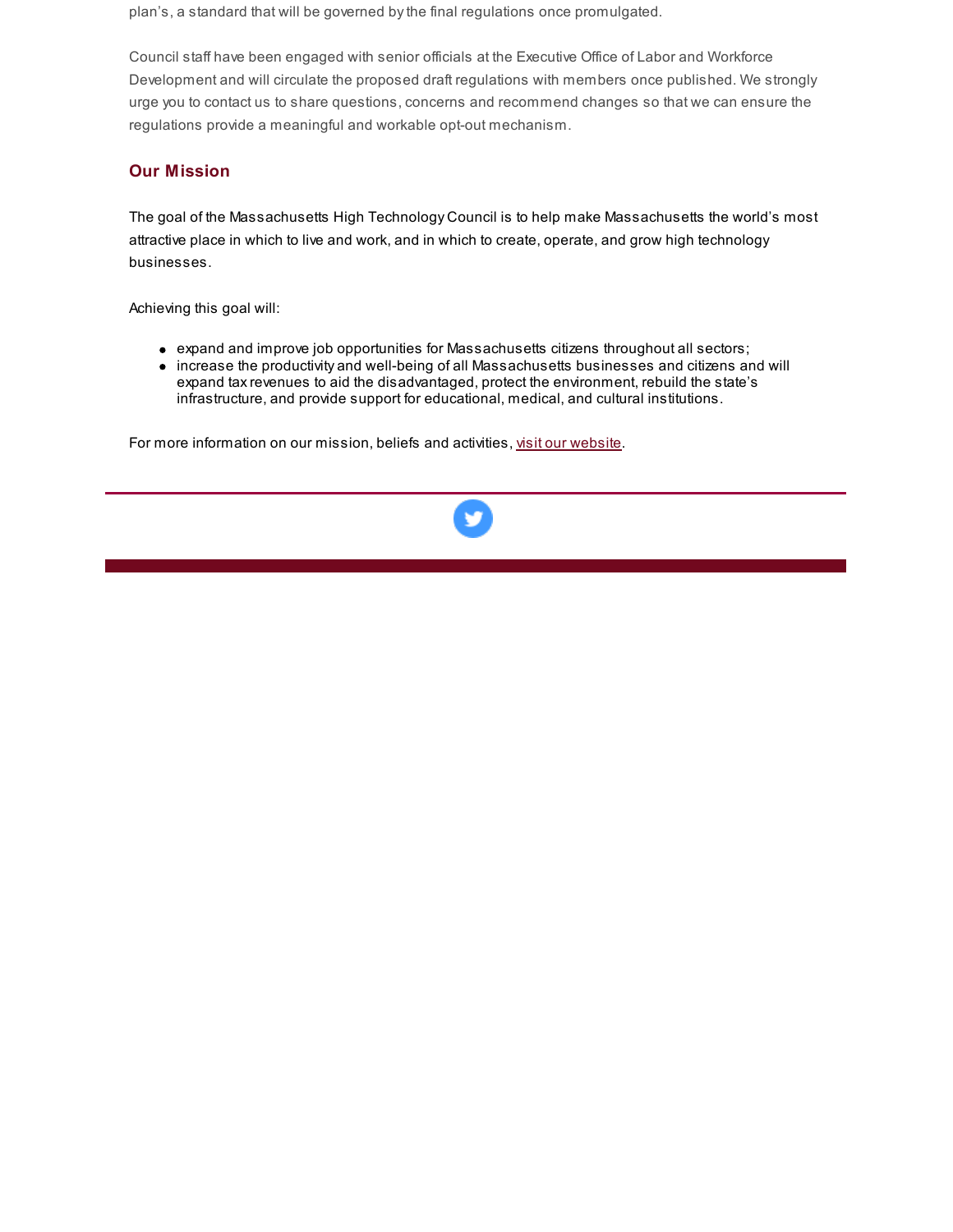plan's, a standard that will be governed by the final regulations once promulgated.

Council staff have been engaged with senior officials at the Executive Office of Labor and Workforce Development and will circulate the proposed draft regulations with members once published. We strongly urge you to contact us to share questions, concerns and recommend changes so that we can ensure the regulations provide a meaningful and workable opt-out mechanism.

## Our Mission

The goal of the Massachusetts High Technology Council is to help make Massachusetts the world's most attractive place in which to live and work, and in which to create, operate, and grow high technology businesses.

Achieving this goal will:

- expand and improve job opportunities for Massachusetts citizens throughout all sectors;
- increase the productivity and well-being of all Massachusetts businesses and citizens and will expand tax revenues to aid the disadvantaged, protect the environment, rebuild the state's infrastructure, and provide support for educational, medical, and cultural institutions.

For more information on our mission, beliefs and activities, visit our website.